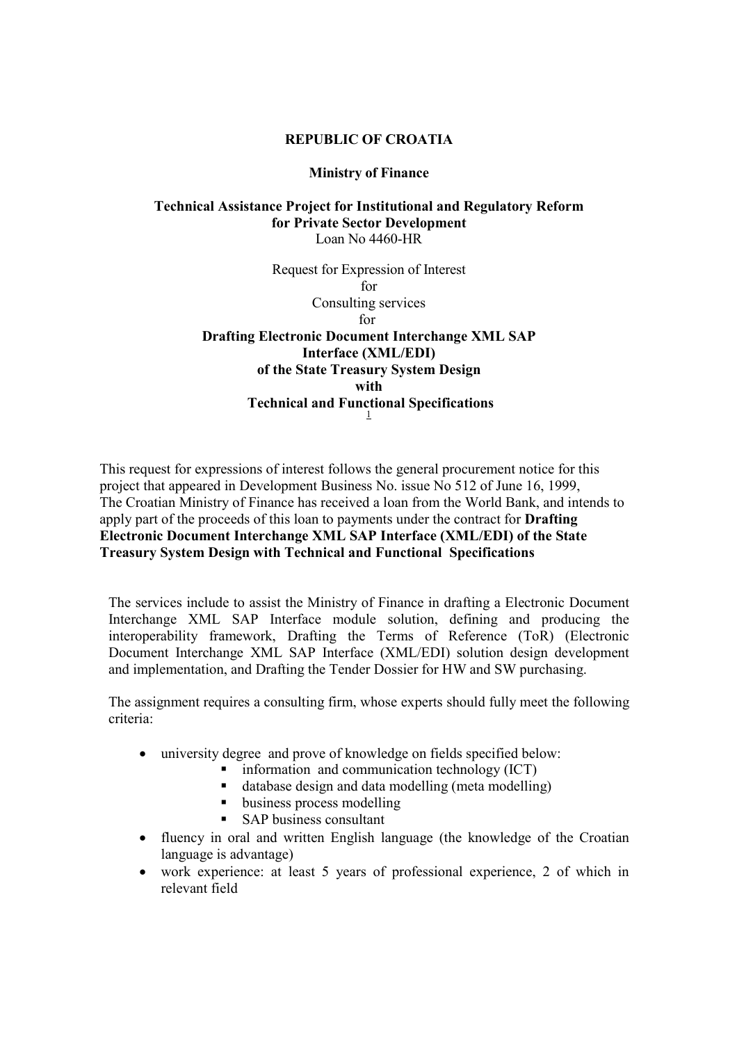**REPUBLIC OF CROATIA**

**Ministry of Finance**

**Technical Assistance Project for Institutional and Regulatory Reform for Private Sector Development**
Loan No 4460-HR

Request for Expression of Interest
for
Consulting services
for
**Drafting Electronic Document Interchange XML SAP Interface (XML/EDI) of the State Treasury System Design with Technical and Functional Specifications**
[1]

This request for expressions of interest follows the general procurement notice for this project that appeared in Development Business No. issue No 512 of June 16, 1999, The Croatian Ministry of Finance has received a loan from the World Bank, and intends to apply part of the proceeds of this loan to payments under the contract for **Drafting Electronic Document Interchange XML SAP Interface (XML/EDI) of the State Treasury System Design with Technical and Functional Specifications**

The services include to assist the Ministry of Finance in drafting a Electronic Document Interchange XML SAP Interface module solution, defining and producing the interoperability framework, Drafting the Terms of Reference (ToR) (Electronic Document Interchange XML SAP Interface (XML/EDI) solution design development and implementation, and Drafting the Tender Dossier for HW and SW purchasing.

The assignment requires a consulting firm, whose experts should fully meet the following criteria:

- university degree and prove of knowledge on fields specified below:
  - information and communication technology (ICT)
  - database design and data modelling (meta modelling)
  - business process modelling
  - SAP business consultant
- fluency in oral and written English language (the knowledge of the Croatian language is advantage)
- work experience: at least 5 years of professional experience, 2 of which in relevant field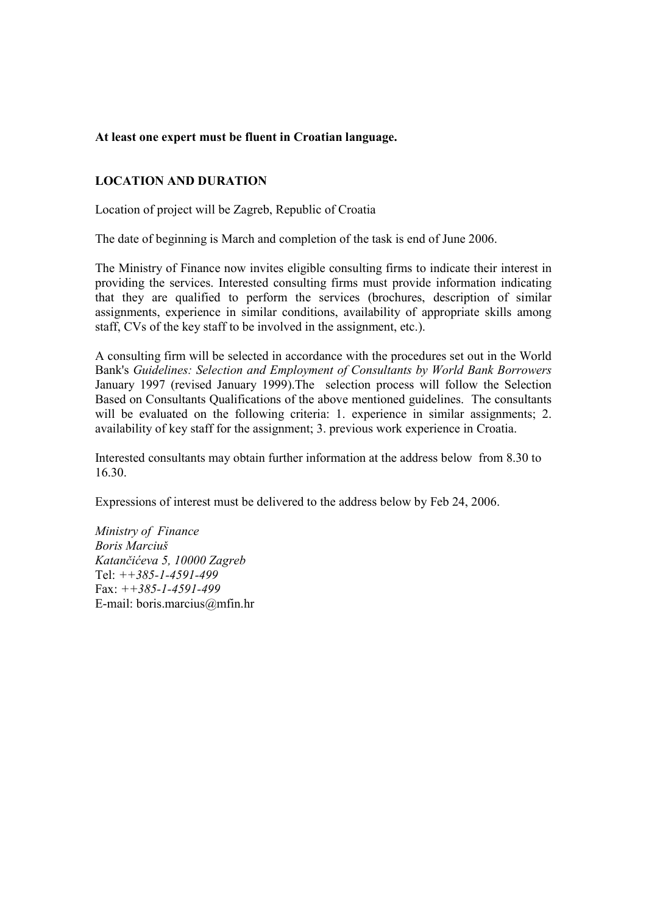**At least one expert must be fluent in Croatian language.**

**LOCATION AND DURATION**

Location of project will be Zagreb, Republic of Croatia

The date of beginning is March and completion of the task is end of June 2006.

The Ministry of Finance now invites eligible consulting firms to indicate their interest in providing the services. Interested consulting firms must provide information indicating that they are qualified to perform the services (brochures, description of similar assignments, experience in similar conditions, availability of appropriate skills among staff, CVs of the key staff to be involved in the assignment, etc.).

A consulting firm will be selected in accordance with the procedures set out in the World Bank's *Guidelines: Selection and Employment of Consultants by World Bank Borrowers* January 1997 (revised January 1999).The selection process will follow the Selection Based on Consultants Qualifications of the above mentioned guidelines. The consultants will be evaluated on the following criteria: 1. experience in similar assignments; 2. availability of key staff for the assignment; 3. previous work experience in Croatia.

Interested consultants may obtain further information at the address below from 8.30 to 16.30.

Expressions of interest must be delivered to the address below by Feb 24, 2006.

*Ministry of Finance*
*Boris Marciuš*
*Katančićeva 5, 10000 Zagreb*
Tel: *++385-1-4591-499*
Fax: *++385-1-4591-499*
E-mail: boris.marcius@mfin.hr